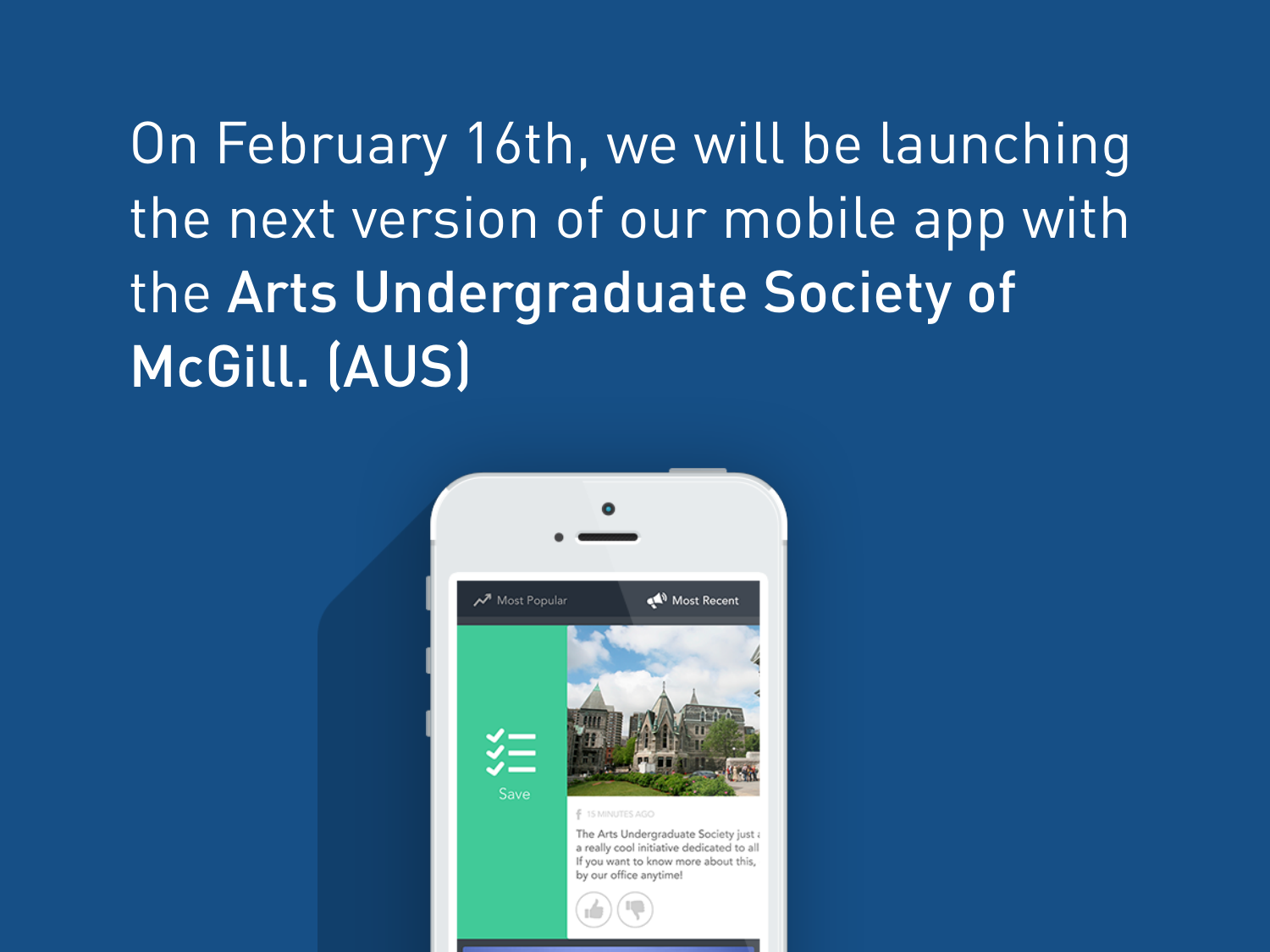On February 16th, we will be launching the next version of our mobile app with the **Arts Undergraduate Society of McGill. (AUS)**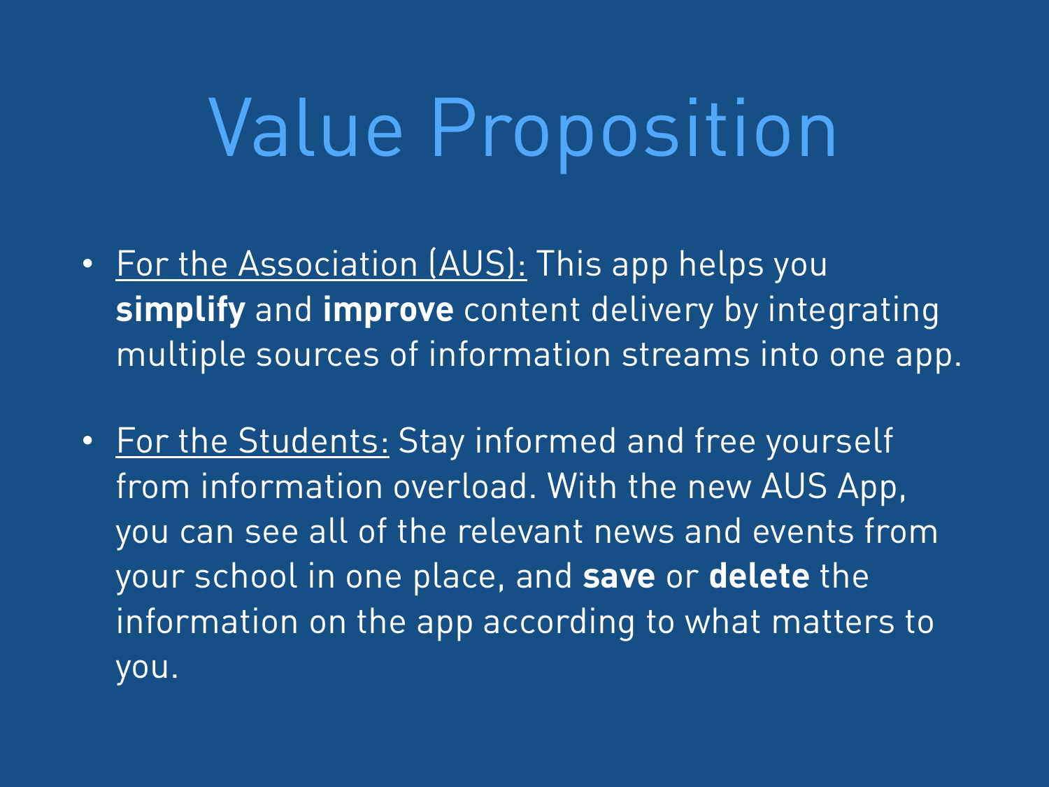# Value Proposition

- For the Association (AUS): This app helps you **simplify** and **improve** content delivery by integrating multiple sources of information streams into one app.

- For the Students: Stay informed and free yourself from information overload. With the new AUS App, you can see all of the relevant news and events from your school in one place, and **save** or **delete** the information on the app according to what matters to you.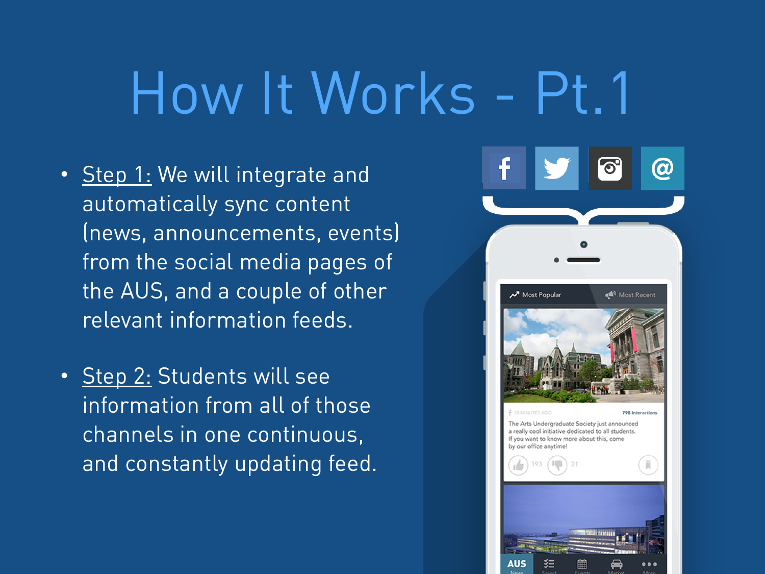# How It Works - Pt.1

- Step 1: We will integrate and automatically sync content (news, announcements, events) from the social media pages of the AUS, and a couple of other relevant information feeds.

- Step 2: Students will see information from all of those channels in one continuous, and constantly updating feed.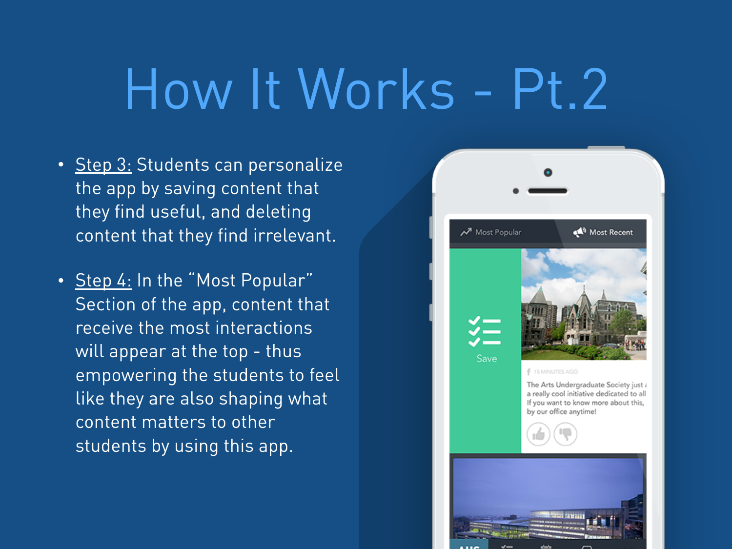# How It Works - Pt.2

- Step 3: Students can personalize the app by saving content that they find useful, and deleting content that they find irrelevant.
- Step 4: In the "Most Popular" Section of the app, content that receive the most interactions will appear at the top - thus empowering the students to feel like they are also shaping what content matters to other students by using this app.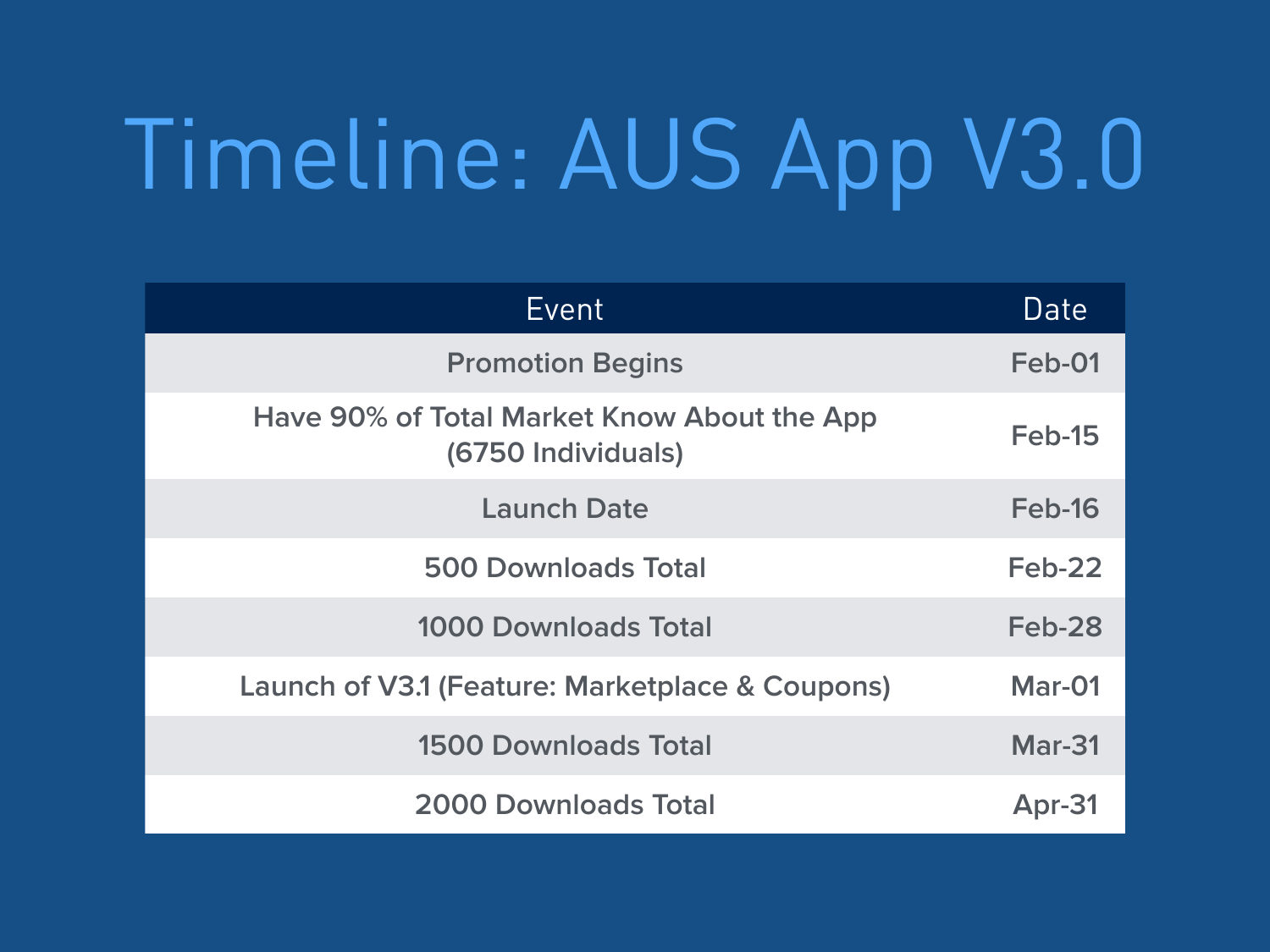# Timeline: AUS App V3.0

| Event | Date |
| --- | --- |
| Promotion Begins | Feb-01 |
| Have 90% of Total Market Know About the App (6750 Individuals) | Feb-15 |
| Launch Date | Feb-16 |
| 500 Downloads Total | Feb-22 |
| 1000 Downloads Total | Feb-28 |
| Launch of V3.1 (Feature: Marketplace & Coupons) | Mar-01 |
| 1500 Downloads Total | Mar-31 |
| 2000 Downloads Total | Apr-31 |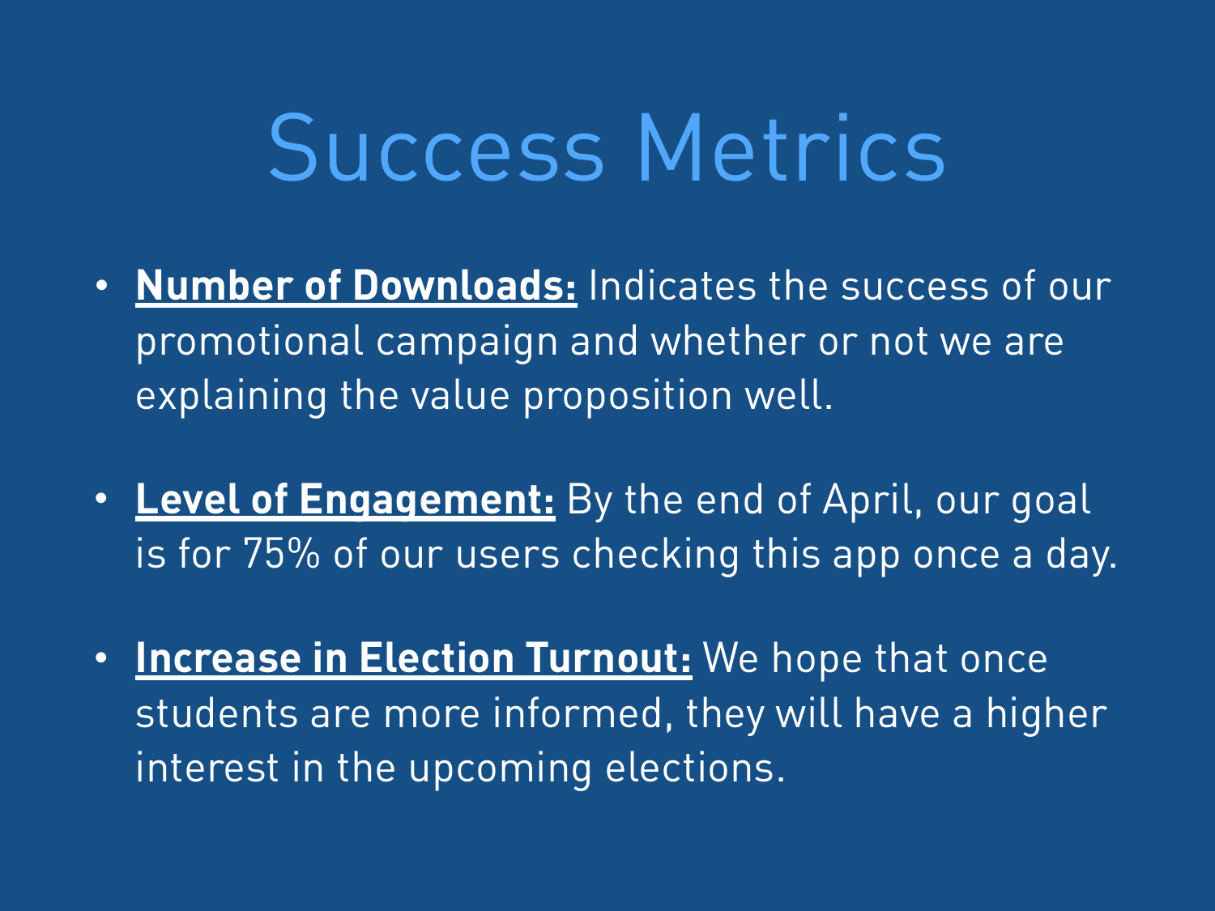# Success Metrics

- **Number of Downloads:** Indicates the success of our promotional campaign and whether or not we are explaining the value proposition well.

- **Level of Engagement:** By the end of April, our goal is for 75% of our users checking this app once a day.

- **Increase in Election Turnout:** We hope that once students are more informed, they will have a higher interest in the upcoming elections.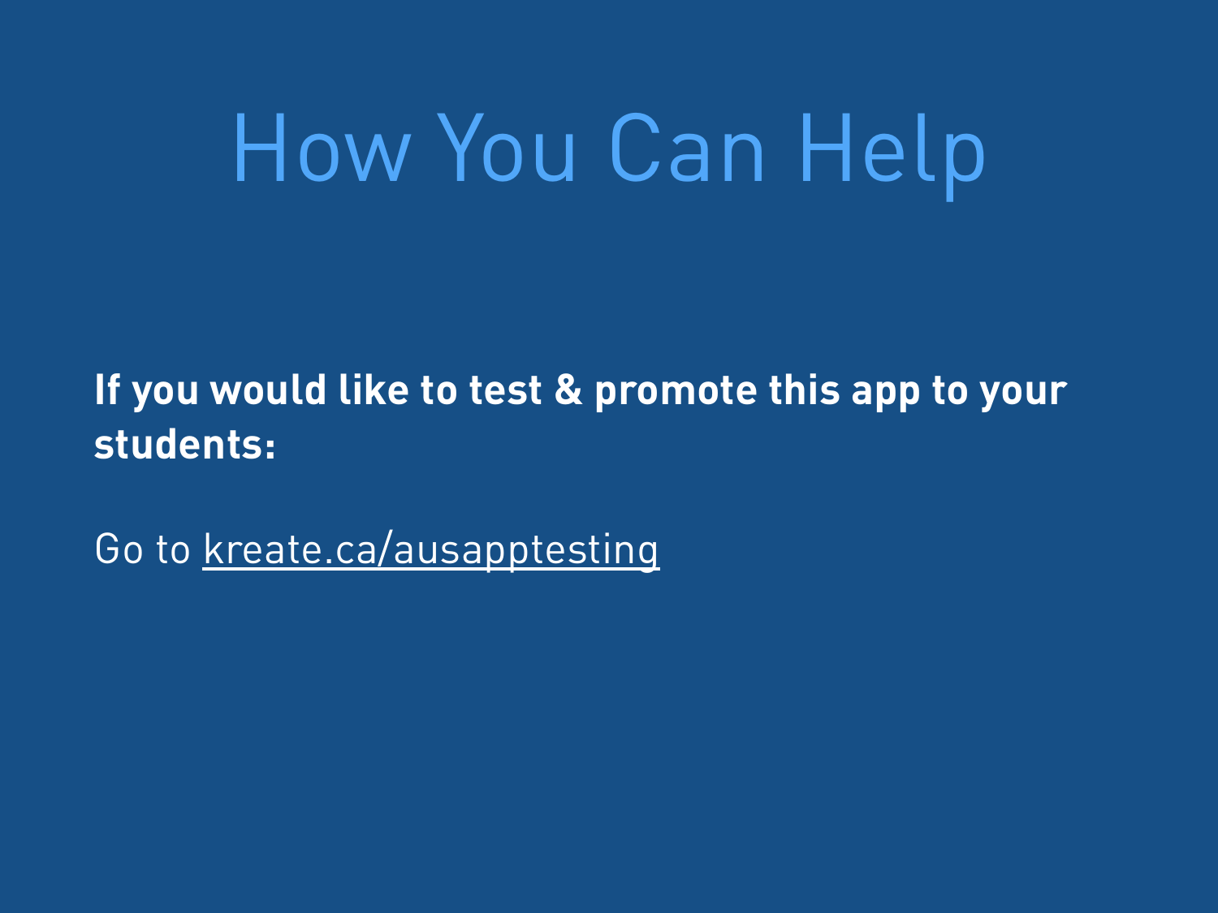# How You Can Help

**If you would like to test & promote this app to your students:**

Go to kreate.ca/ausapptesting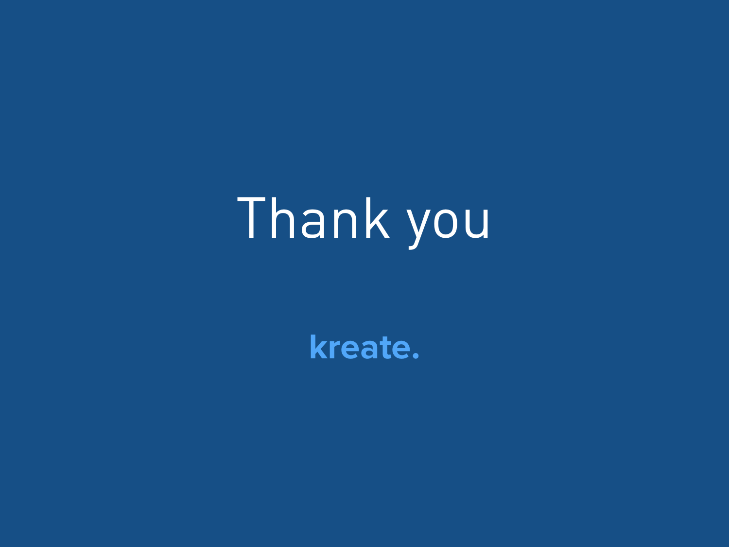# Thank you

**kreate.**